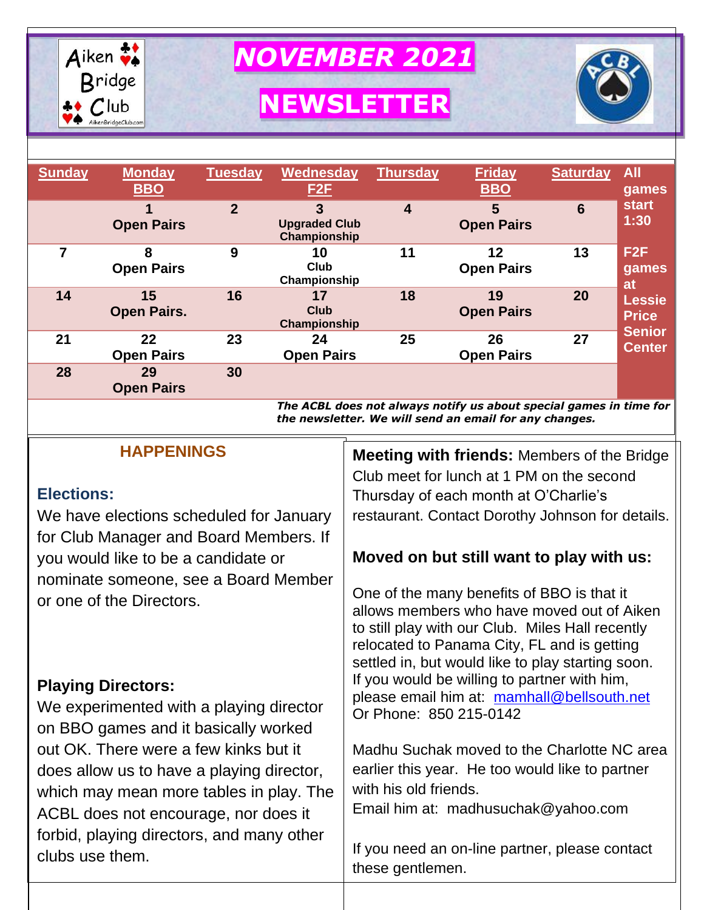# NOVEMBER 2021

# NEWSLETTER

Aiken Bridge Club

| Sunday | Monday BBO | Tuesday | Wednesday F2F | Thursday | Friday BBO | Saturday | All games start 1:30 |
|---|---|---|---|---|---|---|---|
| | 1 Open Pairs | 2 | 3 Upgraded Club Championship | 4 | 5 Open Pairs | 6 | |
| 7 | 8 Open Pairs | 9 | 10 Club Championship | 11 | 12 Open Pairs | 13 | F2F games at Lessie Price Senior Center |
| 14 | 15 Open Pairs. | 16 | 17 Club Championship | 18 | 19 Open Pairs | 20 | |
| 21 | 22 Open Pairs | 23 | 24 Open Pairs | 25 | 26 Open Pairs | 27 | |
| 28 | 29 Open Pairs | 30 | | | | | |

***The ACBL does not always notify us about special games in time for the newsletter. We will send an email for any changes.***

## HAPPENINGS

### Elections:

We have elections scheduled for January for Club Manager and Board Members. If you would like to be a candidate or nominate someone, see a Board Member or one of the Directors.

### Playing Directors:

We experimented with a playing director on BBO games and it basically worked out OK. There were a few kinks but it does allow us to have a playing director, which may mean more tables in play. The ACBL does not encourage, nor does it forbid, playing directors, and many other clubs use them.

**Meeting with friends:** Members of the Bridge Club meet for lunch at 1 PM on the second Thursday of each month at O'Charlie's restaurant. Contact Dorothy Johnson for details.

### Moved on but still want to play with us:

One of the many benefits of BBO is that it allows members who have moved out of Aiken to still play with our Club. Miles Hall recently relocated to Panama City, FL and is getting settled in, but would like to play starting soon. If you would be willing to partner with him, please email him at: mamhall@bellsouth.net
Or Phone: 850 215-0142

Madhu Suchak moved to the Charlotte NC area earlier this year. He too would like to partner with his old friends.
Email him at: madhusuchak@yahoo.com

If you need an on-line partner, please contact these gentlemen.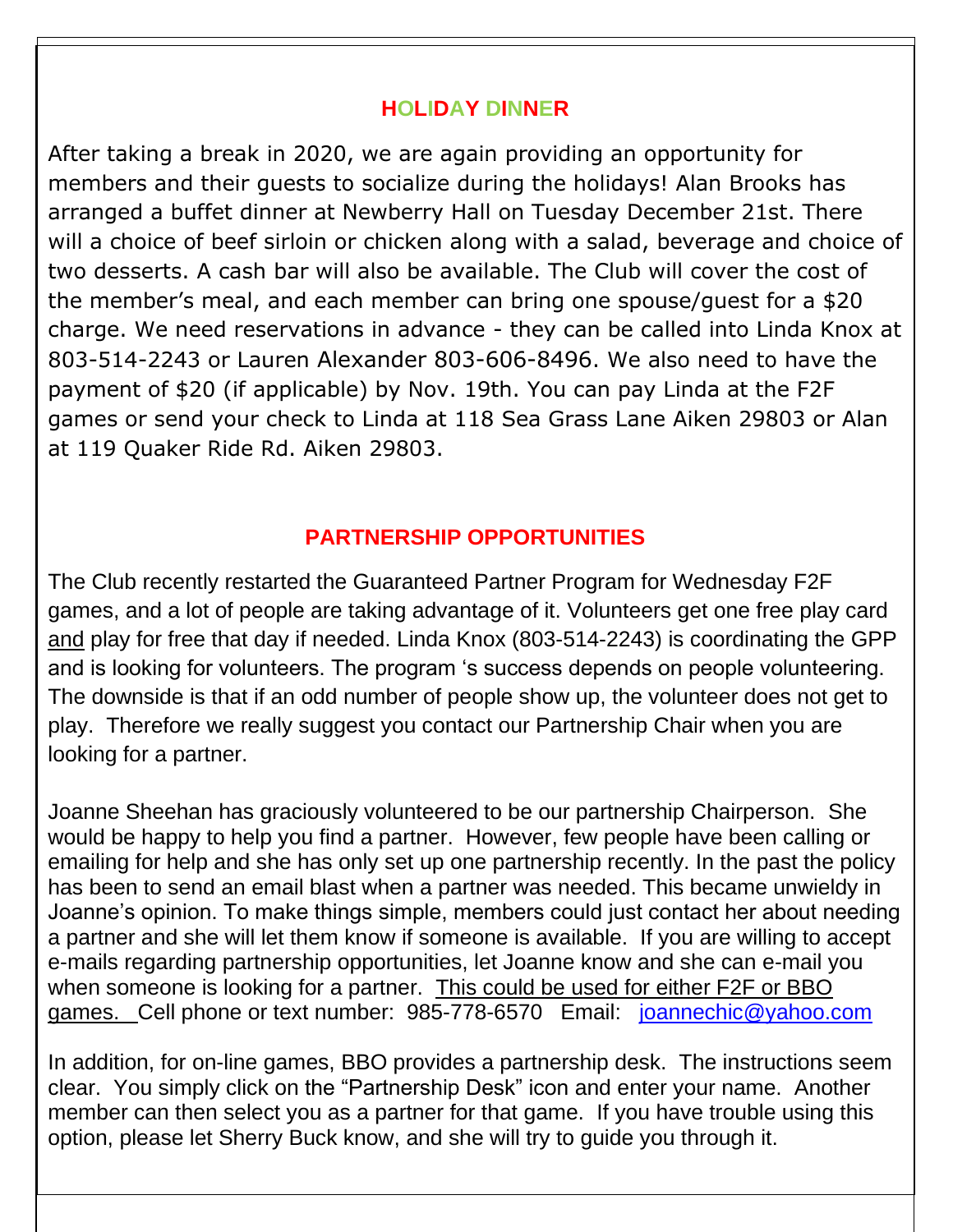## HOLIDAY DINNER

After taking a break in 2020, we are again providing an opportunity for members and their guests to socialize during the holidays! Alan Brooks has arranged a buffet dinner at Newberry Hall on Tuesday December 21st. There will a choice of beef sirloin or chicken along with a salad, beverage and choice of two desserts. A cash bar will also be available. The Club will cover the cost of the member's meal, and each member can bring one spouse/guest for a $20 charge. We need reservations in advance - they can be called into Linda Knox at 803-514-2243 or Lauren Alexander 803-606-8496. We also need to have the payment of $20 (if applicable) by Nov. 19th. You can pay Linda at the F2F games or send your check to Linda at 118 Sea Grass Lane Aiken 29803 or Alan at 119 Quaker Ride Rd. Aiken 29803.

## PARTNERSHIP OPPORTUNITIES

The Club recently restarted the Guaranteed Partner Program for Wednesday F2F games, and a lot of people are taking advantage of it. Volunteers get one free play card and play for free that day if needed. Linda Knox (803-514-2243) is coordinating the GPP and is looking for volunteers. The program 's success depends on people volunteering. The downside is that if an odd number of people show up, the volunteer does not get to play. Therefore we really suggest you contact our Partnership Chair when you are looking for a partner.

Joanne Sheehan has graciously volunteered to be our partnership Chairperson. She would be happy to help you find a partner. However, few people have been calling or emailing for help and she has only set up one partnership recently. In the past the policy has been to send an email blast when a partner was needed. This became unwieldy in Joanne's opinion. To make things simple, members could just contact her about needing a partner and she will let them know if someone is available. If you are willing to accept e-mails regarding partnership opportunities, let Joanne know and she can e-mail you when someone is looking for a partner. This could be used for either F2F or BBO games. Cell phone or text number: 985-778-6570 Email: joannechic@yahoo.com

In addition, for on-line games, BBO provides a partnership desk. The instructions seem clear. You simply click on the "Partnership Desk" icon and enter your name. Another member can then select you as a partner for that game. If you have trouble using this option, please let Sherry Buck know, and she will try to guide you through it.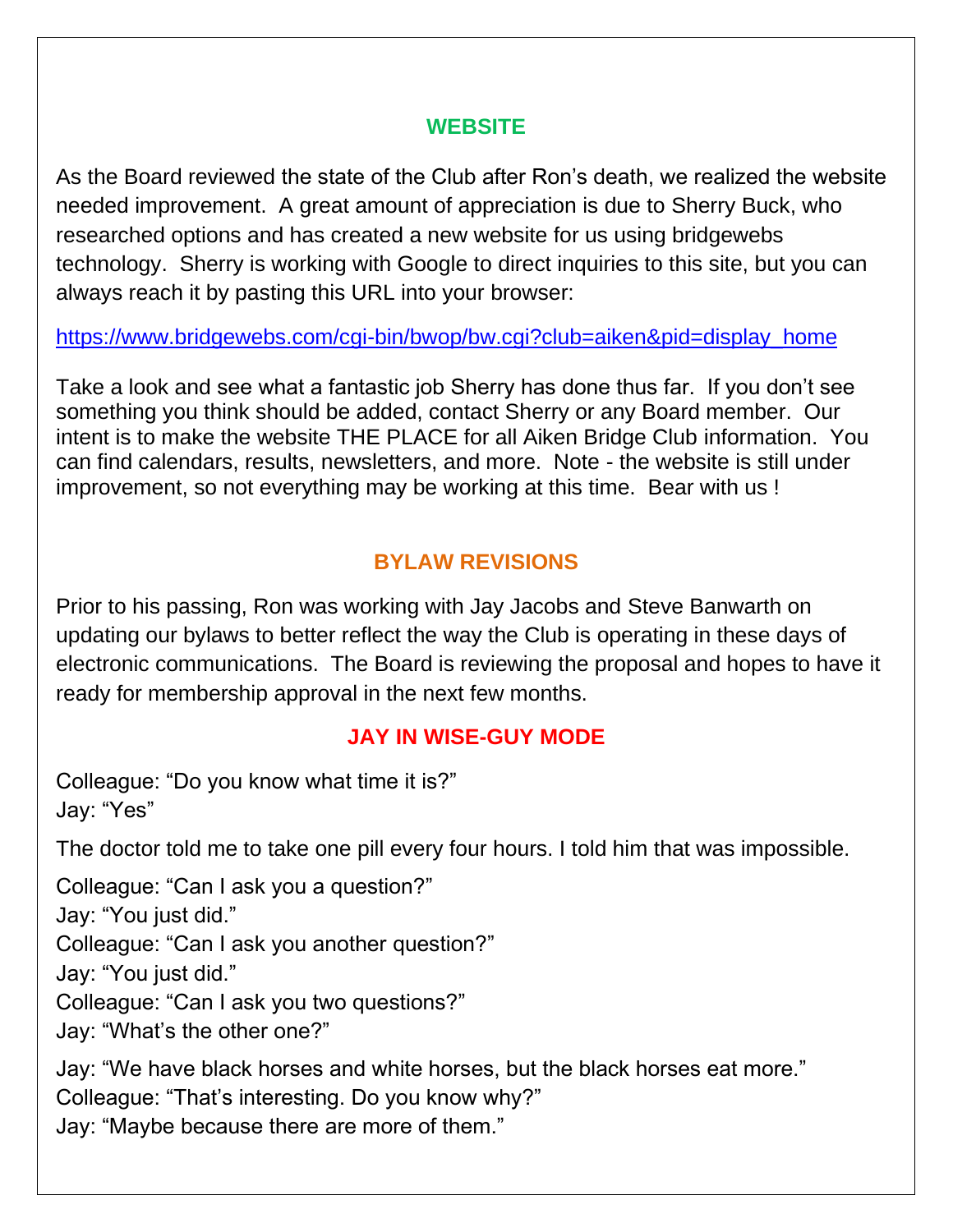## WEBSITE

As the Board reviewed the state of the Club after Ron's death, we realized the website needed improvement. A great amount of appreciation is due to Sherry Buck, who researched options and has created a new website for us using bridgewebs technology. Sherry is working with Google to direct inquiries to this site, but you can always reach it by pasting this URL into your browser:

https://www.bridgewebs.com/cgi-bin/bwop/bw.cgi?club=aiken&pid=display_home

Take a look and see what a fantastic job Sherry has done thus far. If you don't see something you think should be added, contact Sherry or any Board member. Our intent is to make the website THE PLACE for all Aiken Bridge Club information. You can find calendars, results, newsletters, and more. Note - the website is still under improvement, so not everything may be working at this time. Bear with us !

## BYLAW REVISIONS

Prior to his passing, Ron was working with Jay Jacobs and Steve Banwarth on updating our bylaws to better reflect the way the Club is operating in these days of electronic communications. The Board is reviewing the proposal and hopes to have it ready for membership approval in the next few months.

## JAY IN WISE-GUY MODE

Colleague: "Do you know what time it is?"
Jay: "Yes"

The doctor told me to take one pill every four hours. I told him that was impossible.

Colleague: "Can I ask you a question?"
Jay: "You just did."
Colleague: "Can I ask you another question?"
Jay: "You just did."
Colleague: "Can I ask you two questions?"
Jay: "What's the other one?"

Jay: "We have black horses and white horses, but the black horses eat more."
Colleague: "That's interesting. Do you know why?"
Jay: "Maybe because there are more of them."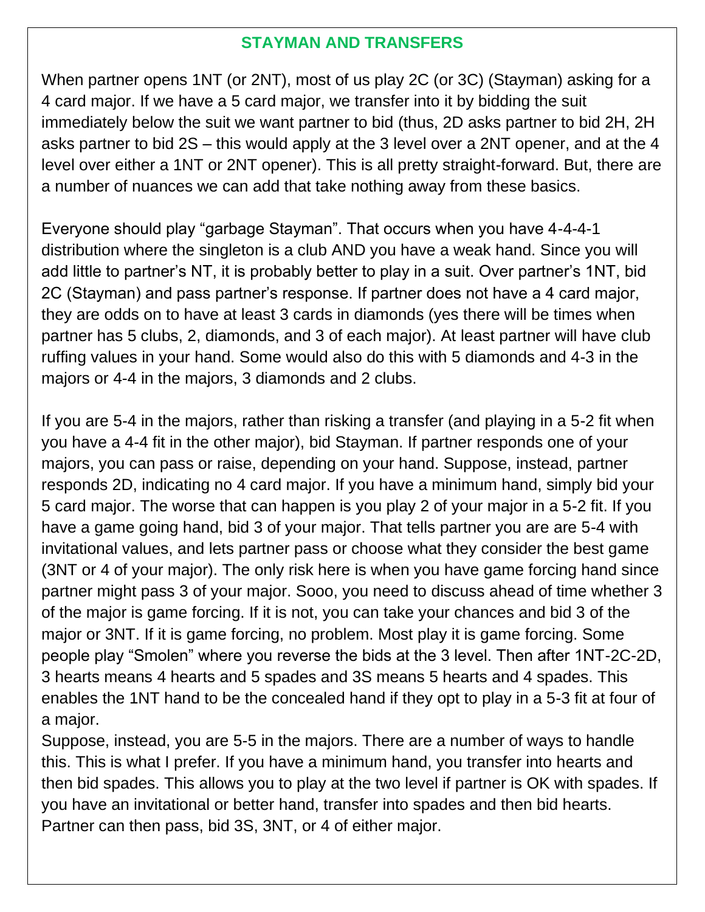## STAYMAN AND TRANSFERS

When partner opens 1NT (or 2NT), most of us play 2C (or 3C) (Stayman) asking for a 4 card major. If we have a 5 card major, we transfer into it by bidding the suit immediately below the suit we want partner to bid (thus, 2D asks partner to bid 2H, 2H asks partner to bid 2S – this would apply at the 3 level over a 2NT opener, and at the 4 level over either a 1NT or 2NT opener). This is all pretty straight-forward. But, there are a number of nuances we can add that take nothing away from these basics.

Everyone should play "garbage Stayman". That occurs when you have 4-4-4-1 distribution where the singleton is a club AND you have a weak hand. Since you will add little to partner's NT, it is probably better to play in a suit. Over partner's 1NT, bid 2C (Stayman) and pass partner's response. If partner does not have a 4 card major, they are odds on to have at least 3 cards in diamonds (yes there will be times when partner has 5 clubs, 2, diamonds, and 3 of each major). At least partner will have club ruffing values in your hand. Some would also do this with 5 diamonds and 4-3 in the majors or 4-4 in the majors, 3 diamonds and 2 clubs.

If you are 5-4 in the majors, rather than risking a transfer (and playing in a 5-2 fit when you have a 4-4 fit in the other major), bid Stayman. If partner responds one of your majors, you can pass or raise, depending on your hand. Suppose, instead, partner responds 2D, indicating no 4 card major. If you have a minimum hand, simply bid your 5 card major. The worse that can happen is you play 2 of your major in a 5-2 fit. If you have a game going hand, bid 3 of your major. That tells partner you are are 5-4 with invitational values, and lets partner pass or choose what they consider the best game (3NT or 4 of your major). The only risk here is when you have game forcing hand since partner might pass 3 of your major. Sooo, you need to discuss ahead of time whether 3 of the major is game forcing. If it is not, you can take your chances and bid 3 of the major or 3NT. If it is game forcing, no problem. Most play it is game forcing. Some people play "Smolen" where you reverse the bids at the 3 level. Then after 1NT-2C-2D, 3 hearts means 4 hearts and 5 spades and 3S means 5 hearts and 4 spades. This enables the 1NT hand to be the concealed hand if they opt to play in a 5-3 fit at four of a major.

Suppose, instead, you are 5-5 in the majors. There are a number of ways to handle this. This is what I prefer. If you have a minimum hand, you transfer into hearts and then bid spades. This allows you to play at the two level if partner is OK with spades. If you have an invitational or better hand, transfer into spades and then bid hearts. Partner can then pass, bid 3S, 3NT, or 4 of either major.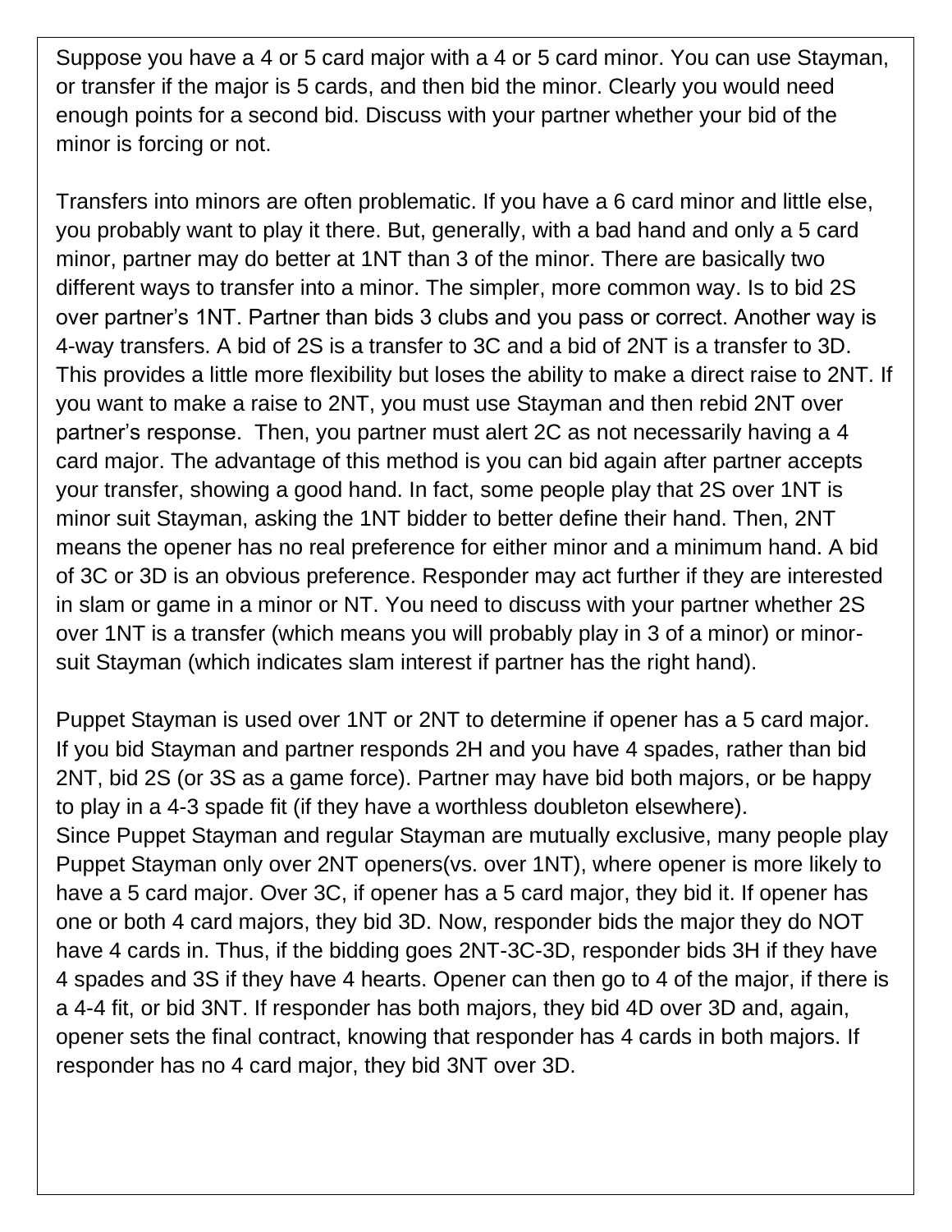Suppose you have a 4 or 5 card major with a 4 or 5 card minor. You can use Stayman, or transfer if the major is 5 cards, and then bid the minor. Clearly you would need enough points for a second bid. Discuss with your partner whether your bid of the minor is forcing or not.

Transfers into minors are often problematic. If you have a 6 card minor and little else, you probably want to play it there. But, generally, with a bad hand and only a 5 card minor, partner may do better at 1NT than 3 of the minor. There are basically two different ways to transfer into a minor. The simpler, more common way. Is to bid 2S over partner's 1NT. Partner than bids 3 clubs and you pass or correct. Another way is 4-way transfers. A bid of 2S is a transfer to 3C and a bid of 2NT is a transfer to 3D. This provides a little more flexibility but loses the ability to make a direct raise to 2NT. If you want to make a raise to 2NT, you must use Stayman and then rebid 2NT over partner's response. Then, you partner must alert 2C as not necessarily having a 4 card major. The advantage of this method is you can bid again after partner accepts your transfer, showing a good hand. In fact, some people play that 2S over 1NT is minor suit Stayman, asking the 1NT bidder to better define their hand. Then, 2NT means the opener has no real preference for either minor and a minimum hand. A bid of 3C or 3D is an obvious preference. Responder may act further if they are interested in slam or game in a minor or NT. You need to discuss with your partner whether 2S over 1NT is a transfer (which means you will probably play in 3 of a minor) or minor-suit Stayman (which indicates slam interest if partner has the right hand).

Puppet Stayman is used over 1NT or 2NT to determine if opener has a 5 card major. If you bid Stayman and partner responds 2H and you have 4 spades, rather than bid 2NT, bid 2S (or 3S as a game force). Partner may have bid both majors, or be happy to play in a 4-3 spade fit (if they have a worthless doubleton elsewhere).
Since Puppet Stayman and regular Stayman are mutually exclusive, many people play Puppet Stayman only over 2NT openers(vs. over 1NT), where opener is more likely to have a 5 card major. Over 3C, if opener has a 5 card major, they bid it. If opener has one or both 4 card majors, they bid 3D. Now, responder bids the major they do NOT have 4 cards in. Thus, if the bidding goes 2NT-3C-3D, responder bids 3H if they have 4 spades and 3S if they have 4 hearts. Opener can then go to 4 of the major, if there is a 4-4 fit, or bid 3NT. If responder has both majors, they bid 4D over 3D and, again, opener sets the final contract, knowing that responder has 4 cards in both majors. If responder has no 4 card major, they bid 3NT over 3D.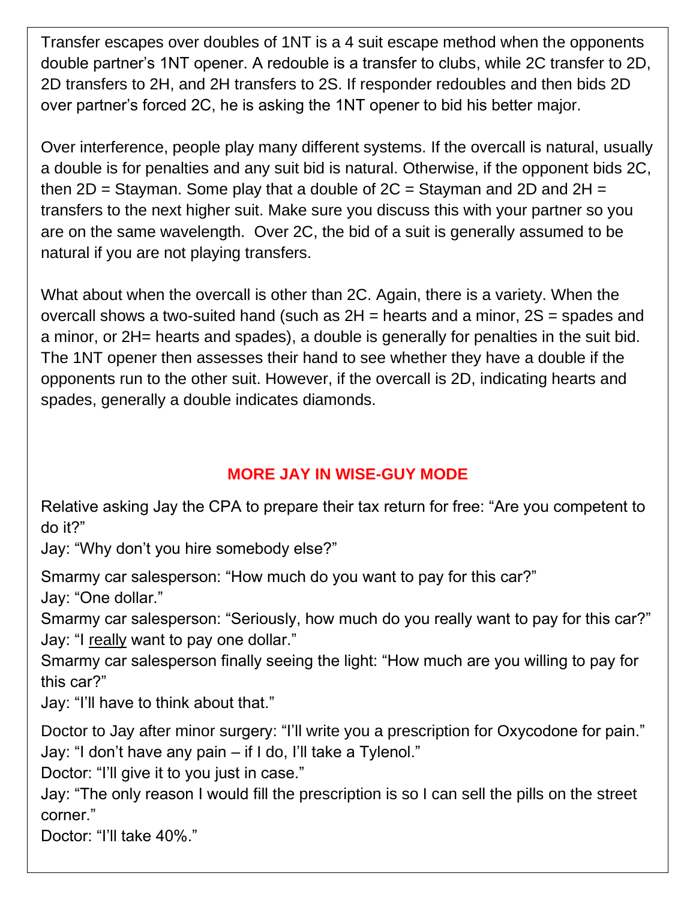Transfer escapes over doubles of 1NT is a 4 suit escape method when the opponents double partner's 1NT opener. A redouble is a transfer to clubs, while 2C transfer to 2D, 2D transfers to 2H, and 2H transfers to 2S. If responder redoubles and then bids 2D over partner's forced 2C, he is asking the 1NT opener to bid his better major.

Over interference, people play many different systems. If the overcall is natural, usually a double is for penalties and any suit bid is natural. Otherwise, if the opponent bids 2C, then 2D = Stayman. Some play that a double of 2C = Stayman and 2D and 2H = transfers to the next higher suit. Make sure you discuss this with your partner so you are on the same wavelength. Over 2C, the bid of a suit is generally assumed to be natural if you are not playing transfers.

What about when the overcall is other than 2C. Again, there is a variety. When the overcall shows a two-suited hand (such as 2H = hearts and a minor, 2S = spades and a minor, or 2H= hearts and spades), a double is generally for penalties in the suit bid. The 1NT opener then assesses their hand to see whether they have a double if the opponents run to the other suit. However, if the overcall is 2D, indicating hearts and spades, generally a double indicates diamonds.

## MORE JAY IN WISE-GUY MODE

Relative asking Jay the CPA to prepare their tax return for free: "Are you competent to do it?"
Jay: "Why don't you hire somebody else?"

Smarmy car salesperson: "How much do you want to pay for this car?"
Jay: "One dollar."
Smarmy car salesperson: "Seriously, how much do you really want to pay for this car?"
Jay: "I <u>really</u> want to pay one dollar."
Smarmy car salesperson finally seeing the light: "How much are you willing to pay for this car?"
Jay: "I'll have to think about that."

Doctor to Jay after minor surgery: "I'll write you a prescription for Oxycodone for pain."
Jay: "I don't have any pain – if I do, I'll take a Tylenol."
Doctor: "I'll give it to you just in case."
Jay: "The only reason I would fill the prescription is so I can sell the pills on the street corner."
Doctor: "I'll take 40%."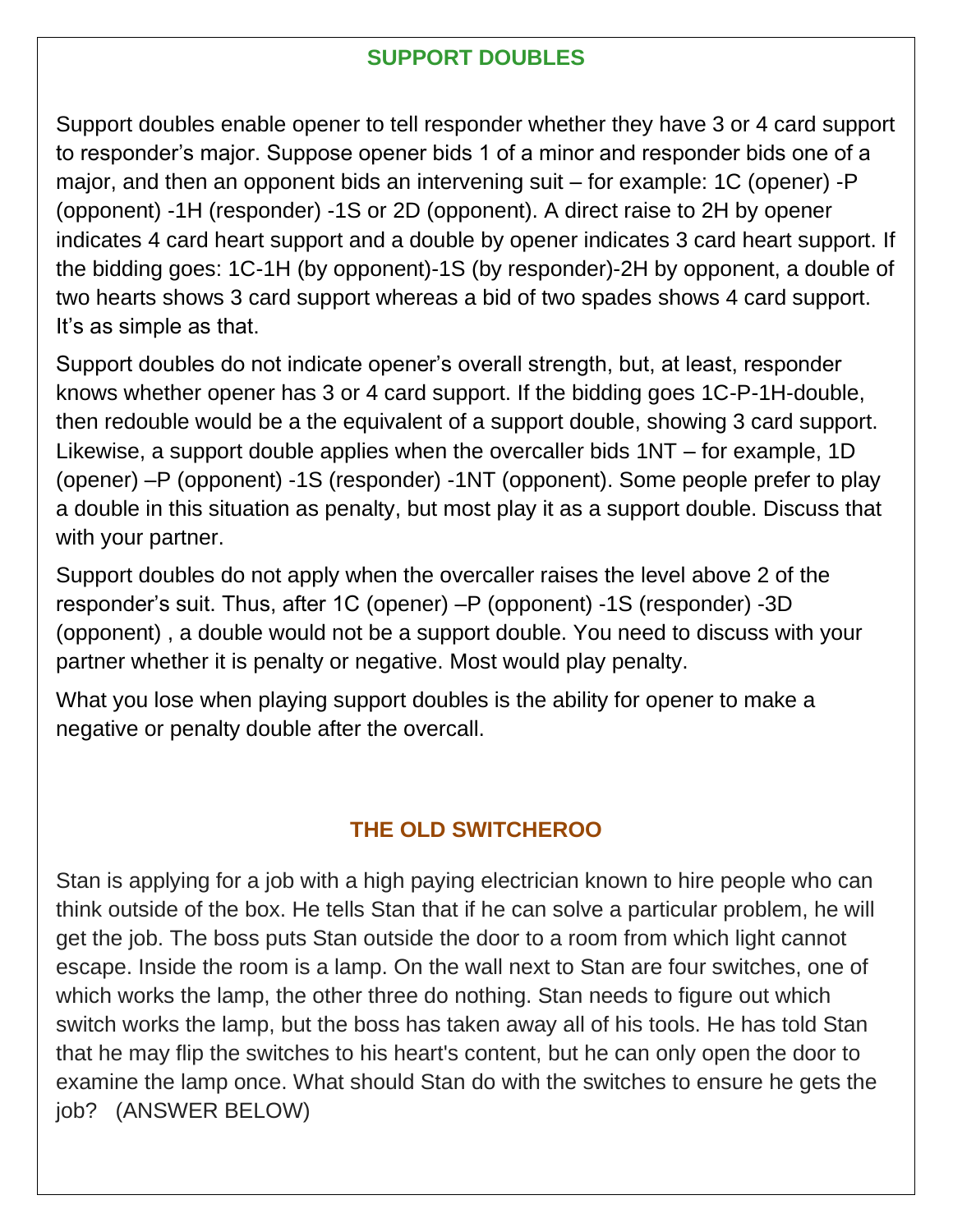## SUPPORT DOUBLES

Support doubles enable opener to tell responder whether they have 3 or 4 card support to responder's major. Suppose opener bids 1 of a minor and responder bids one of a major, and then an opponent bids an intervening suit – for example: 1C (opener) -P (opponent) -1H (responder) -1S or 2D (opponent). A direct raise to 2H by opener indicates 4 card heart support and a double by opener indicates 3 card heart support. If the bidding goes: 1C-1H (by opponent)-1S (by responder)-2H by opponent, a double of two hearts shows 3 card support whereas a bid of two spades shows 4 card support. It's as simple as that.

Support doubles do not indicate opener's overall strength, but, at least, responder knows whether opener has 3 or 4 card support. If the bidding goes 1C-P-1H-double, then redouble would be a the equivalent of a support double, showing 3 card support. Likewise, a support double applies when the overcaller bids 1NT – for example, 1D (opener) –P (opponent) -1S (responder) -1NT (opponent). Some people prefer to play a double in this situation as penalty, but most play it as a support double. Discuss that with your partner.

Support doubles do not apply when the overcaller raises the level above 2 of the responder's suit. Thus, after 1C (opener) –P (opponent) -1S (responder) -3D (opponent) , a double would not be a support double. You need to discuss with your partner whether it is penalty or negative. Most would play penalty.

What you lose when playing support doubles is the ability for opener to make a negative or penalty double after the overcall.

## THE OLD SWITCHEROO

Stan is applying for a job with a high paying electrician known to hire people who can think outside of the box. He tells Stan that if he can solve a particular problem, he will get the job. The boss puts Stan outside the door to a room from which light cannot escape. Inside the room is a lamp. On the wall next to Stan are four switches, one of which works the lamp, the other three do nothing. Stan needs to figure out which switch works the lamp, but the boss has taken away all of his tools. He has told Stan that he may flip the switches to his heart's content, but he can only open the door to examine the lamp once. What should Stan do with the switches to ensure he gets the job? (ANSWER BELOW)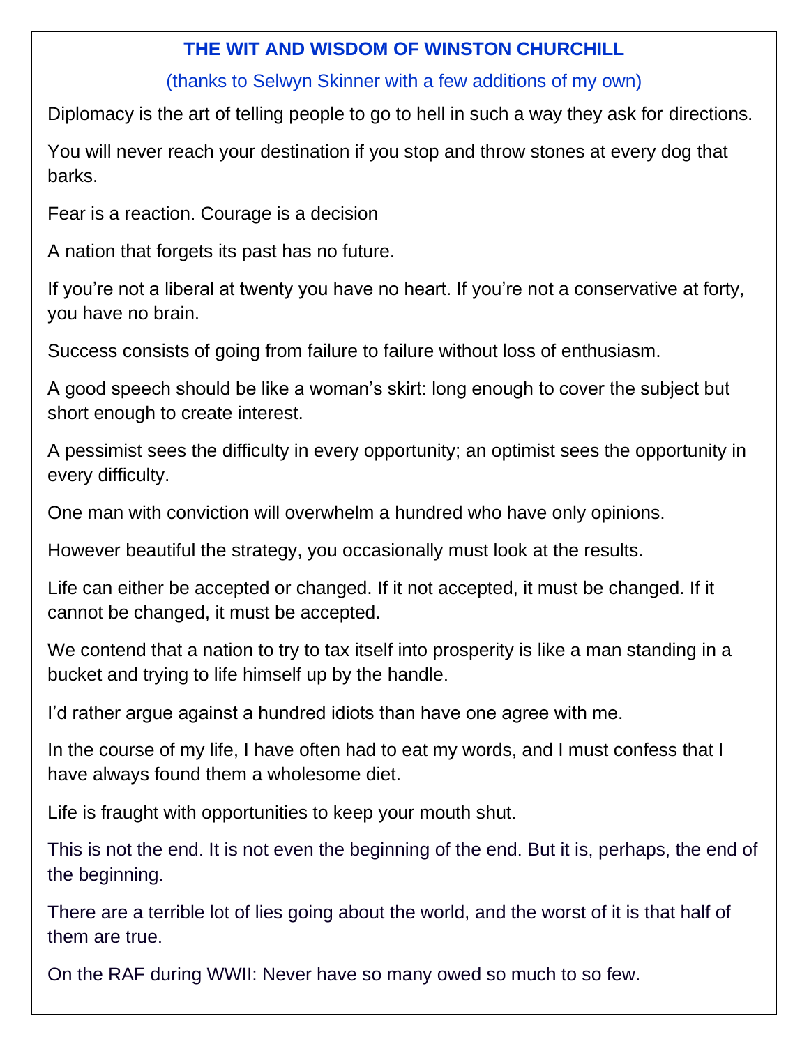## THE WIT AND WISDOM OF WINSTON CHURCHILL

(thanks to Selwyn Skinner with a few additions of my own)

Diplomacy is the art of telling people to go to hell in such a way they ask for directions.

You will never reach your destination if you stop and throw stones at every dog that barks.

Fear is a reaction. Courage is a decision

A nation that forgets its past has no future.

If you're not a liberal at twenty you have no heart. If you're not a conservative at forty, you have no brain.

Success consists of going from failure to failure without loss of enthusiasm.

A good speech should be like a woman's skirt: long enough to cover the subject but short enough to create interest.

A pessimist sees the difficulty in every opportunity; an optimist sees the opportunity in every difficulty.

One man with conviction will overwhelm a hundred who have only opinions.

However beautiful the strategy, you occasionally must look at the results.

Life can either be accepted or changed. If it not accepted, it must be changed. If it cannot be changed, it must be accepted.

We contend that a nation to try to tax itself into prosperity is like a man standing in a bucket and trying to life himself up by the handle.

I'd rather argue against a hundred idiots than have one agree with me.

In the course of my life, I have often had to eat my words, and I must confess that I have always found them a wholesome diet.

Life is fraught with opportunities to keep your mouth shut.

This is not the end. It is not even the beginning of the end. But it is, perhaps, the end of the beginning.

There are a terrible lot of lies going about the world, and the worst of it is that half of them are true.

On the RAF during WWII: Never have so many owed so much to so few.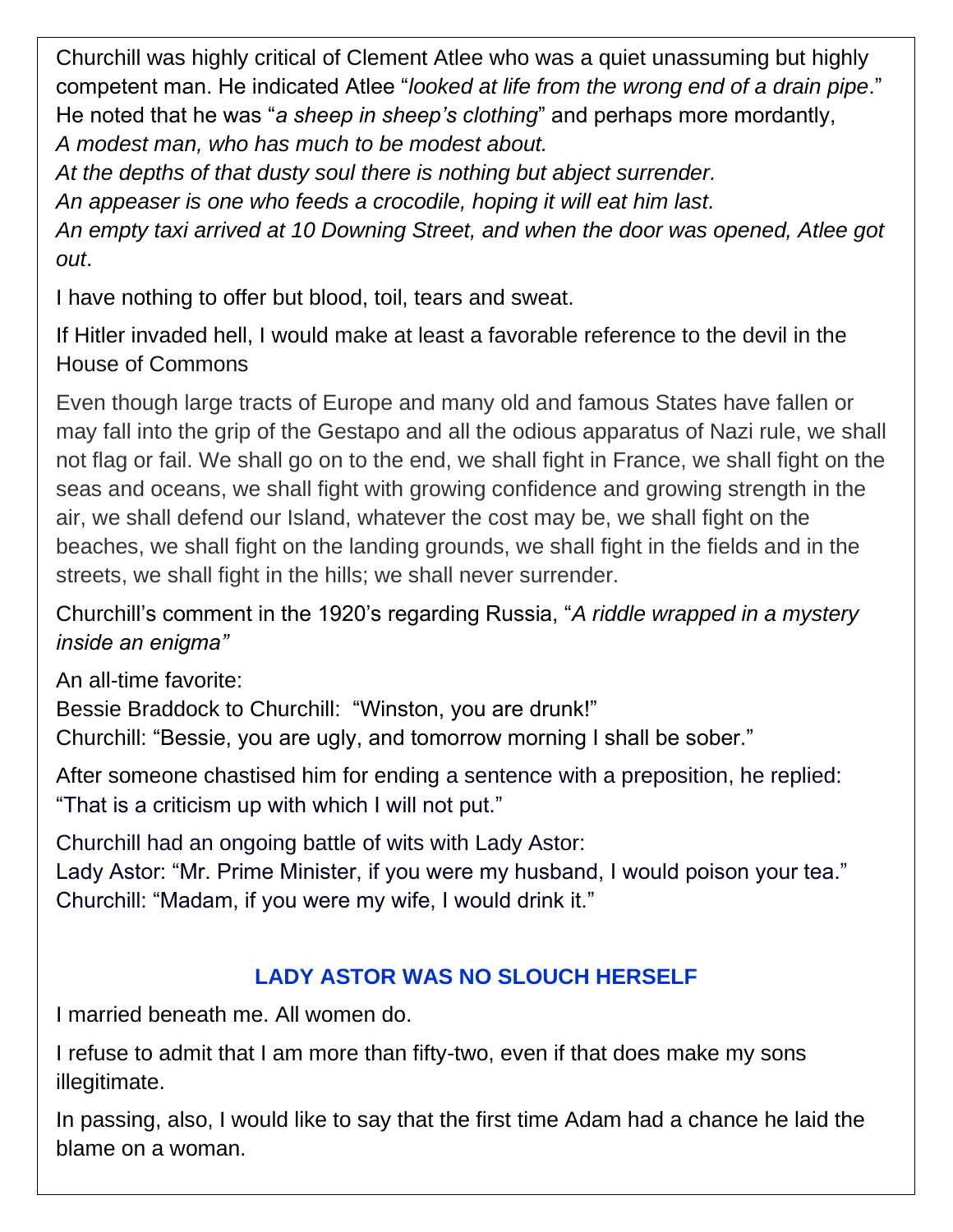Churchill was highly critical of Clement Atlee who was a quiet unassuming but highly competent man. He indicated Atlee "*looked at life from the wrong end of a drain pipe*." He noted that he was "*a sheep in sheep's clothing*" and perhaps more mordantly, *A modest man, who has much to be modest about.*
*At the depths of that dusty soul there is nothing but abject surrender.*
*An appeaser is one who feeds a crocodile, hoping it will eat him last.*
*An empty taxi arrived at 10 Downing Street, and when the door was opened, Atlee got out*.

I have nothing to offer but blood, toil, tears and sweat.

If Hitler invaded hell, I would make at least a favorable reference to the devil in the House of Commons

Even though large tracts of Europe and many old and famous States have fallen or may fall into the grip of the Gestapo and all the odious apparatus of Nazi rule, we shall not flag or fail. We shall go on to the end, we shall fight in France, we shall fight on the seas and oceans, we shall fight with growing confidence and growing strength in the air, we shall defend our Island, whatever the cost may be, we shall fight on the beaches, we shall fight on the landing grounds, we shall fight in the fields and in the streets, we shall fight in the hills; we shall never surrender.

Churchill's comment in the 1920's regarding Russia, "*A riddle wrapped in a mystery inside an enigma"*

An all-time favorite:
Bessie Braddock to Churchill: "Winston, you are drunk!"
Churchill: "Bessie, you are ugly, and tomorrow morning I shall be sober."

After someone chastised him for ending a sentence with a preposition, he replied: "That is a criticism up with which I will not put."

Churchill had an ongoing battle of wits with Lady Astor:
Lady Astor: "Mr. Prime Minister, if you were my husband, I would poison your tea."
Churchill: "Madam, if you were my wife, I would drink it."

## LADY ASTOR WAS NO SLOUCH HERSELF

I married beneath me. All women do.

I refuse to admit that I am more than fifty-two, even if that does make my sons illegitimate.

In passing, also, I would like to say that the first time Adam had a chance he laid the blame on a woman.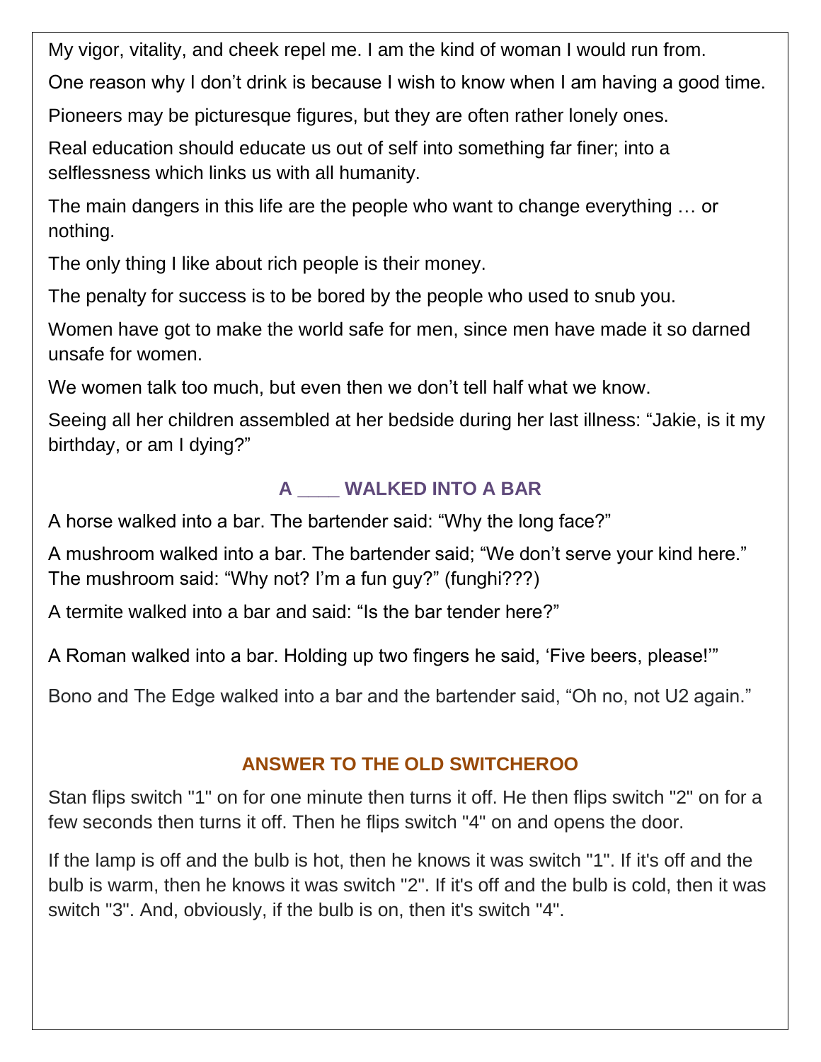My vigor, vitality, and cheek repel me. I am the kind of woman I would run from.

One reason why I don’t drink is because I wish to know when I am having a good time.

Pioneers may be picturesque figures, but they are often rather lonely ones.

Real education should educate us out of self into something far finer; into a selflessness which links us with all humanity.

The main dangers in this life are the people who want to change everything … or nothing.

The only thing I like about rich people is their money.

The penalty for success is to be bored by the people who used to snub you.

Women have got to make the world safe for men, since men have made it so darned unsafe for women.

We women talk too much, but even then we don’t tell half what we know.

Seeing all her children assembled at her bedside during her last illness: “Jakie, is it my birthday, or am I dying?”

## A ____ WALKED INTO A BAR

A horse walked into a bar. The bartender said: “Why the long face?”

A mushroom walked into a bar. The bartender said; “We don’t serve your kind here.” The mushroom said: “Why not? I’m a fun guy?” (funghi???)

A termite walked into a bar and said: “Is the bar tender here?”

A Roman walked into a bar. Holding up two fingers he said, ‘Five beers, please!’”

Bono and The Edge walked into a bar and the bartender said, “Oh no, not U2 again.”

## ANSWER TO THE OLD SWITCHEROO

Stan flips switch "1" on for one minute then turns it off. He then flips switch "2" on for a few seconds then turns it off. Then he flips switch "4" on and opens the door.

If the lamp is off and the bulb is hot, then he knows it was switch "1". If it's off and the bulb is warm, then he knows it was switch "2". If it's off and the bulb is cold, then it was switch "3". And, obviously, if the bulb is on, then it's switch "4".